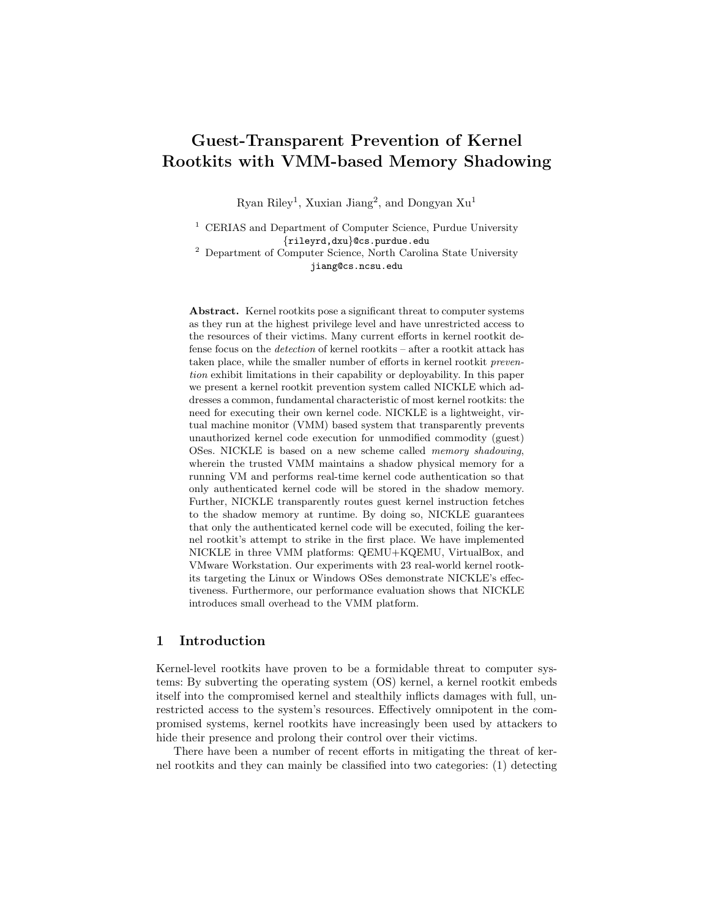# Guest-Transparent Prevention of Kernel Rootkits with VMM-based Memory Shadowing

Ryan Riley[1], Xuxian Jiang[2], and Dongyan Xu[1]

[1] CERIAS and Department of Computer Science, Purdue University
{rileyrd,dxu}@cs.purdue.edu

[2] Department of Computer Science, North Carolina State University
jiang@cs.ncsu.edu

**Abstract.** Kernel rootkits pose a significant threat to computer systems as they run at the highest privilege level and have unrestricted access to the resources of their victims. Many current efforts in kernel rootkit defense focus on the *detection* of kernel rootkits – after a rootkit attack has taken place, while the smaller number of efforts in kernel rootkit *prevention* exhibit limitations in their capability or deployability. In this paper we present a kernel rootkit prevention system called NICKLE which addresses a common, fundamental characteristic of most kernel rootkits: the need for executing their own kernel code. NICKLE is a lightweight, virtual machine monitor (VMM) based system that transparently prevents unauthorized kernel code execution for unmodified commodity (guest) OSes. NICKLE is based on a new scheme called *memory shadowing*, wherein the trusted VMM maintains a shadow physical memory for a running VM and performs real-time kernel code authentication so that only authenticated kernel code will be stored in the shadow memory. Further, NICKLE transparently routes guest kernel instruction fetches to the shadow memory at runtime. By doing so, NICKLE guarantees that only the authenticated kernel code will be executed, foiling the kernel rootkit's attempt to strike in the first place. We have implemented NICKLE in three VMM platforms: QEMU+KQEMU, VirtualBox, and VMware Workstation. Our experiments with 23 real-world kernel rootkits targeting the Linux or Windows OSes demonstrate NICKLE's effectiveness. Furthermore, our performance evaluation shows that NICKLE introduces small overhead to the VMM platform.

## 1 Introduction

Kernel-level rootkits have proven to be a formidable threat to computer systems: By subverting the operating system (OS) kernel, a kernel rootkit embeds itself into the compromised kernel and stealthily inflicts damages with full, unrestricted access to the system's resources. Effectively omnipotent in the compromised systems, kernel rootkits have increasingly been used by attackers to hide their presence and prolong their control over their victims.

There have been a number of recent efforts in mitigating the threat of kernel rootkits and they can mainly be classified into two categories: (1) detecting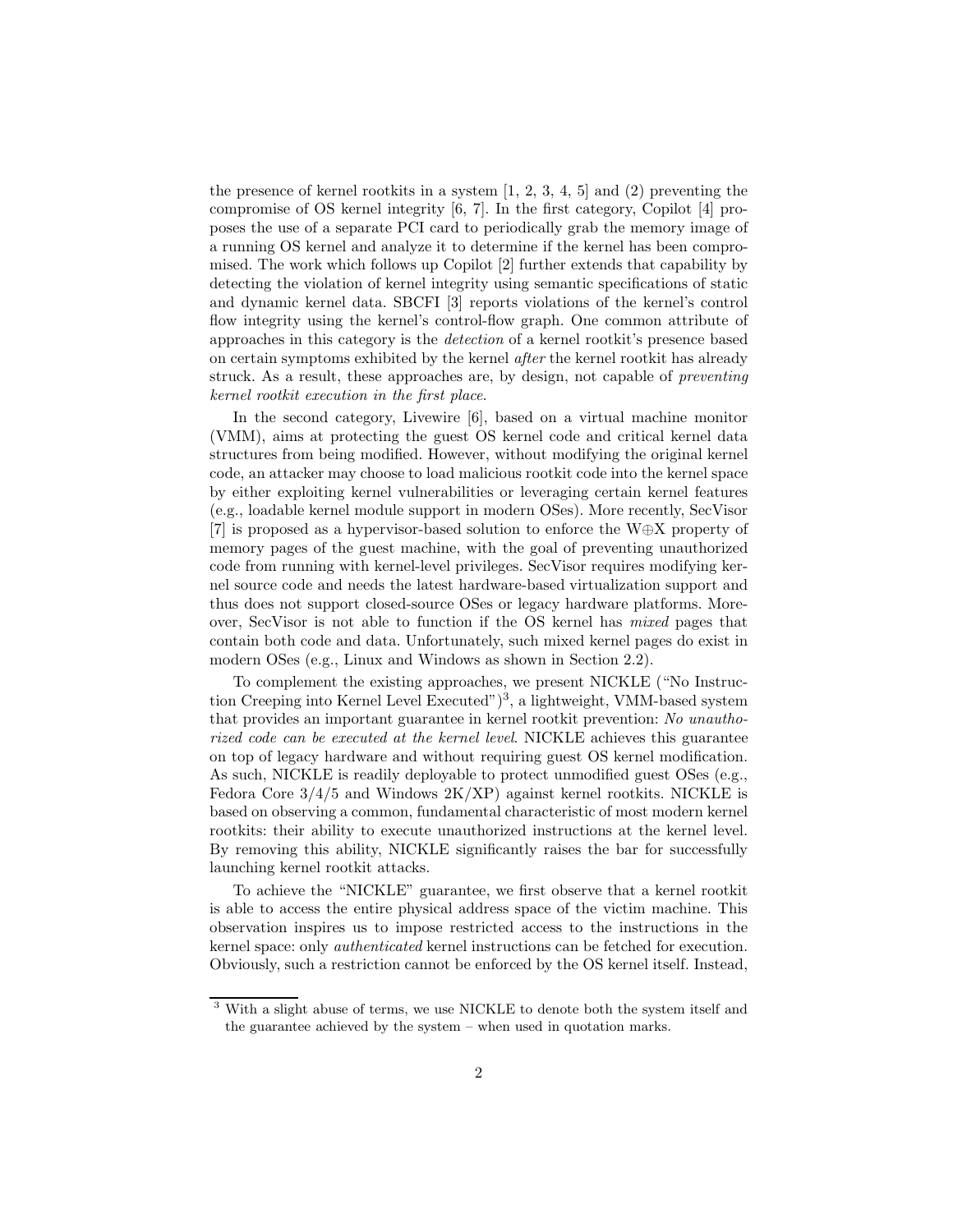the presence of kernel rootkits in a system [1, 2, 3, 4, 5] and (2) preventing the compromise of OS kernel integrity [6, 7]. In the first category, Copilot [4] proposes the use of a separate PCI card to periodically grab the memory image of a running OS kernel and analyze it to determine if the kernel has been compromised. The work which follows up Copilot [2] further extends that capability by detecting the violation of kernel integrity using semantic specifications of static and dynamic kernel data. SBCFI [3] reports violations of the kernel's control flow integrity using the kernel's control-flow graph. One common attribute of approaches in this category is the *detection* of a kernel rootkit's presence based on certain symptoms exhibited by the kernel *after* the kernel rootkit has already struck. As a result, these approaches are, by design, not capable of *preventing kernel rootkit execution in the first place*.

In the second category, Livewire [6], based on a virtual machine monitor (VMM), aims at protecting the guest OS kernel code and critical kernel data structures from being modified. However, without modifying the original kernel code, an attacker may choose to load malicious rootkit code into the kernel space by either exploiting kernel vulnerabilities or leveraging certain kernel features (e.g., loadable kernel module support in modern OSes). More recently, SecVisor [7] is proposed as a hypervisor-based solution to enforce the W⊕X property of memory pages of the guest machine, with the goal of preventing unauthorized code from running with kernel-level privileges. SecVisor requires modifying kernel source code and needs the latest hardware-based virtualization support and thus does not support closed-source OSes or legacy hardware platforms. Moreover, SecVisor is not able to function if the OS kernel has *mixed* pages that contain both code and data. Unfortunately, such mixed kernel pages do exist in modern OSes (e.g., Linux and Windows as shown in Section 2.2).

To complement the existing approaches, we present NICKLE ("No Instruction Creeping into Kernel Level Executed")[3], a lightweight, VMM-based system that provides an important guarantee in kernel rootkit prevention: *No unauthorized code can be executed at the kernel level*. NICKLE achieves this guarantee on top of legacy hardware and without requiring guest OS kernel modification. As such, NICKLE is readily deployable to protect unmodified guest OSes (e.g., Fedora Core 3/4/5 and Windows 2K/XP) against kernel rootkits. NICKLE is based on observing a common, fundamental characteristic of most modern kernel rootkits: their ability to execute unauthorized instructions at the kernel level. By removing this ability, NICKLE significantly raises the bar for successfully launching kernel rootkit attacks.

To achieve the "NICKLE" guarantee, we first observe that a kernel rootkit is able to access the entire physical address space of the victim machine. This observation inspires us to impose restricted access to the instructions in the kernel space: only *authenticated* kernel instructions can be fetched for execution. Obviously, such a restriction cannot be enforced by the OS kernel itself. Instead,

[3] With a slight abuse of terms, we use NICKLE to denote both the system itself and the guarantee achieved by the system – when used in quotation marks.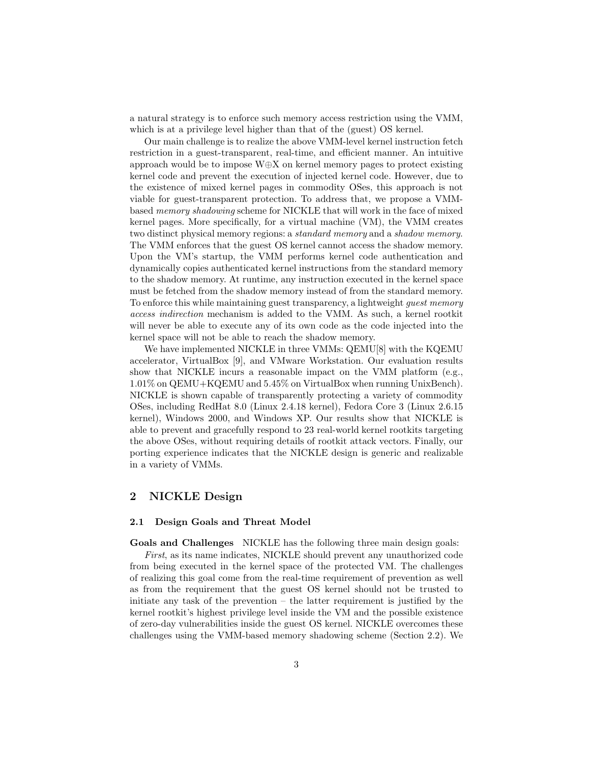a natural strategy is to enforce such memory access restriction using the VMM, which is at a privilege level higher than that of the (guest) OS kernel.

Our main challenge is to realize the above VMM-level kernel instruction fetch restriction in a guest-transparent, real-time, and efficient manner. An intuitive approach would be to impose W⊕X on kernel memory pages to protect existing kernel code and prevent the execution of injected kernel code. However, due to the existence of mixed kernel pages in commodity OSes, this approach is not viable for guest-transparent protection. To address that, we propose a VMM-based *memory shadowing* scheme for NICKLE that will work in the face of mixed kernel pages. More specifically, for a virtual machine (VM), the VMM creates two distinct physical memory regions: a *standard memory* and a *shadow memory*. The VMM enforces that the guest OS kernel cannot access the shadow memory. Upon the VM's startup, the VMM performs kernel code authentication and dynamically copies authenticated kernel instructions from the standard memory to the shadow memory. At runtime, any instruction executed in the kernel space must be fetched from the shadow memory instead of from the standard memory. To enforce this while maintaining guest transparency, a lightweight *guest memory access indirection* mechanism is added to the VMM. As such, a kernel rootkit will never be able to execute any of its own code as the code injected into the kernel space will not be able to reach the shadow memory.

We have implemented NICKLE in three VMMs: QEMU[8] with the KQEMU accelerator, VirtualBox [9], and VMware Workstation. Our evaluation results show that NICKLE incurs a reasonable impact on the VMM platform (e.g., 1.01% on QEMU+KQEMU and 5.45% on VirtualBox when running UnixBench). NICKLE is shown capable of transparently protecting a variety of commodity OSes, including RedHat 8.0 (Linux 2.4.18 kernel), Fedora Core 3 (Linux 2.6.15 kernel), Windows 2000, and Windows XP. Our results show that NICKLE is able to prevent and gracefully respond to 23 real-world kernel rootkits targeting the above OSes, without requiring details of rootkit attack vectors. Finally, our porting experience indicates that the NICKLE design is generic and realizable in a variety of VMMs.

## 2 NICKLE Design

### 2.1 Design Goals and Threat Model

**Goals and Challenges** NICKLE has the following three main design goals:

*First*, as its name indicates, NICKLE should prevent any unauthorized code from being executed in the kernel space of the protected VM. The challenges of realizing this goal come from the real-time requirement of prevention as well as from the requirement that the guest OS kernel should not be trusted to initiate any task of the prevention – the latter requirement is justified by the kernel rootkit's highest privilege level inside the VM and the possible existence of zero-day vulnerabilities inside the guest OS kernel. NICKLE overcomes these challenges using the VMM-based memory shadowing scheme (Section 2.2). We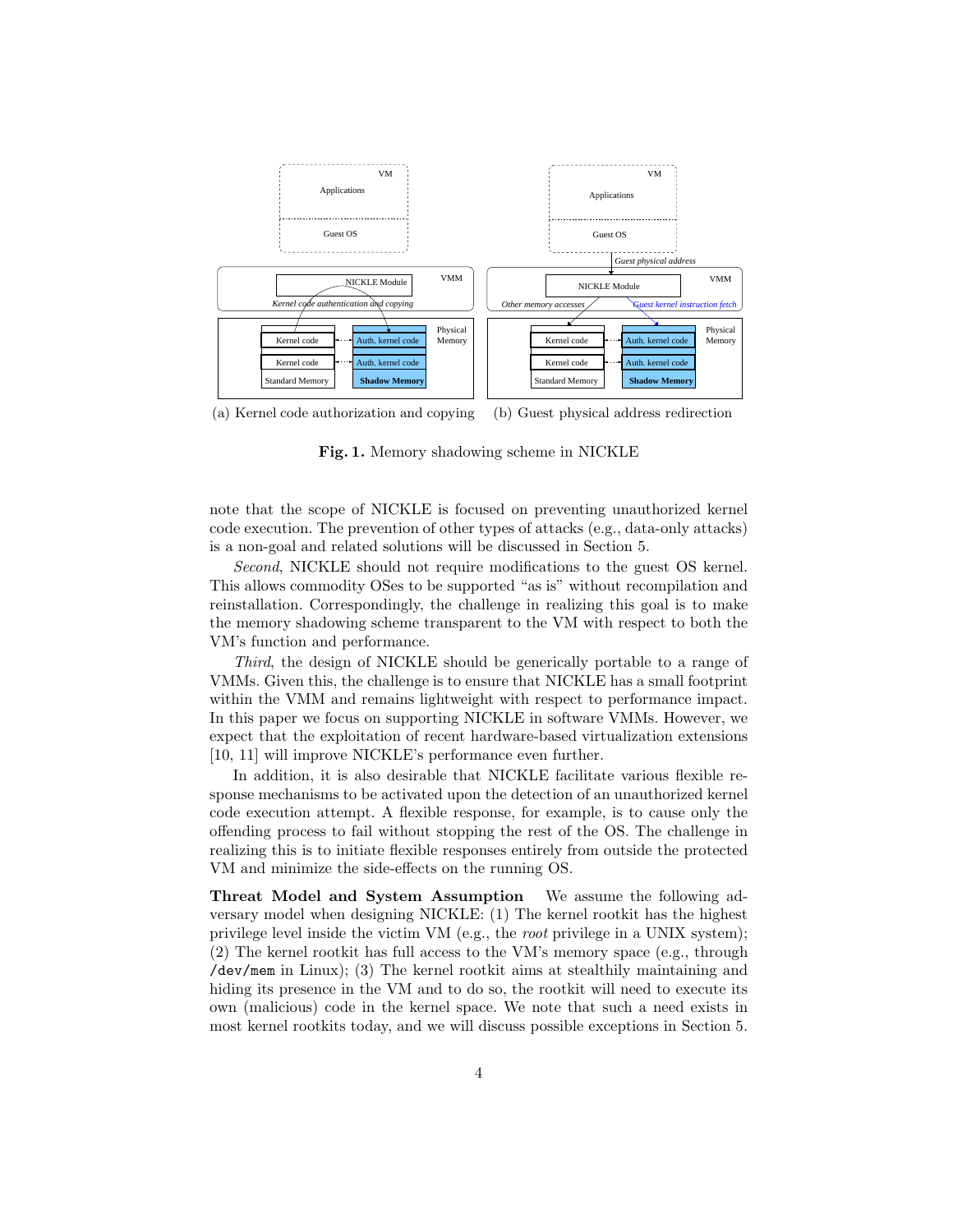(a) Kernel code authorization and copying (b) Guest physical address redirection

**Fig. 1.** Memory shadowing scheme in NICKLE

note that the scope of NICKLE is focused on preventing unauthorized kernel code execution. The prevention of other types of attacks (e.g., data-only attacks) is a non-goal and related solutions will be discussed in Section 5.

*Second*, NICKLE should not require modifications to the guest OS kernel. This allows commodity OSes to be supported "as is" without recompilation and reinstallation. Correspondingly, the challenge in realizing this goal is to make the memory shadowing scheme transparent to the VM with respect to both the VM's function and performance.

*Third*, the design of NICKLE should be generically portable to a range of VMMs. Given this, the challenge is to ensure that NICKLE has a small footprint within the VMM and remains lightweight with respect to performance impact. In this paper we focus on supporting NICKLE in software VMMs. However, we expect that the exploitation of recent hardware-based virtualization extensions [10, 11] will improve NICKLE's performance even further.

In addition, it is also desirable that NICKLE facilitate various flexible response mechanisms to be activated upon the detection of an unauthorized kernel code execution attempt. A flexible response, for example, is to cause only the offending process to fail without stopping the rest of the OS. The challenge in realizing this is to initiate flexible responses entirely from outside the protected VM and minimize the side-effects on the running OS.

**Threat Model and System Assumption** We assume the following adversary model when designing NICKLE: (1) The kernel rootkit has the highest privilege level inside the victim VM (e.g., the *root* privilege in a UNIX system); (2) The kernel rootkit has full access to the VM's memory space (e.g., through `/dev/mem` in Linux); (3) The kernel rootkit aims at stealthily maintaining and hiding its presence in the VM and to do so, the rootkit will need to execute its own (malicious) code in the kernel space. We note that such a need exists in most kernel rootkits today, and we will discuss possible exceptions in Section 5.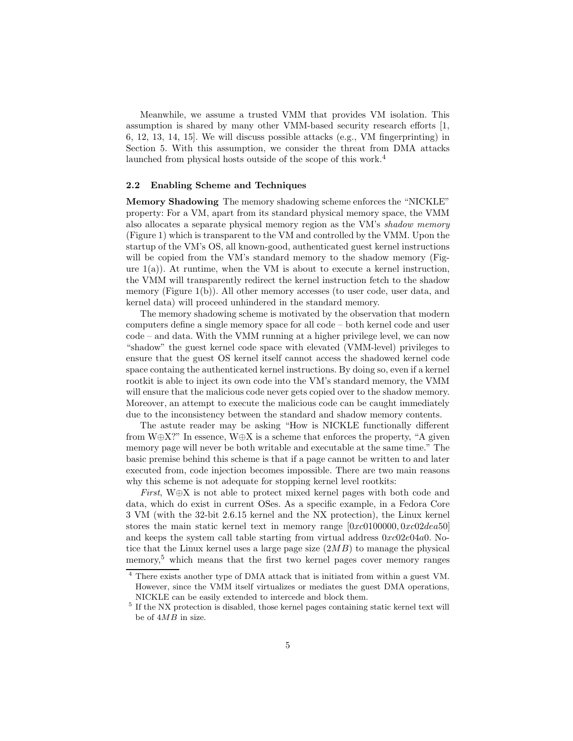Meanwhile, we assume a trusted VMM that provides VM isolation. This assumption is shared by many other VMM-based security research efforts [1, 6, 12, 13, 14, 15]. We will discuss possible attacks (e.g., VM fingerprinting) in Section 5. With this assumption, we consider the threat from DMA attacks launched from physical hosts outside of the scope of this work.[4]

### 2.2 Enabling Scheme and Techniques

**Memory Shadowing** The memory shadowing scheme enforces the "NICKLE" property: For a VM, apart from its standard physical memory space, the VMM also allocates a separate physical memory region as the VM's *shadow memory* (Figure 1) which is transparent to the VM and controlled by the VMM. Upon the startup of the VM's OS, all known-good, authenticated guest kernel instructions will be copied from the VM's standard memory to the shadow memory (Figure 1(a)). At runtime, when the VM is about to execute a kernel instruction, the VMM will transparently redirect the kernel instruction fetch to the shadow memory (Figure 1(b)). All other memory accesses (to user code, user data, and kernel data) will proceed unhindered in the standard memory.

The memory shadowing scheme is motivated by the observation that modern computers define a single memory space for all code – both kernel code and user code – and data. With the VMM running at a higher privilege level, we can now "shadow" the guest kernel code space with elevated (VMM-level) privileges to ensure that the guest OS kernel itself cannot access the shadowed kernel code space containg the authenticated kernel instructions. By doing so, even if a kernel rootkit is able to inject its own code into the VM's standard memory, the VMM will ensure that the malicious code never gets copied over to the shadow memory. Moreover, an attempt to execute the malicious code can be caught immediately due to the inconsistency between the standard and shadow memory contents.

The astute reader may be asking "How is NICKLE functionally different from W⊕X?" In essence, W⊕X is a scheme that enforces the property, "A given memory page will never be both writable and executable at the same time." The basic premise behind this scheme is that if a page cannot be written to and later executed from, code injection becomes impossible. There are two main reasons why this scheme is not adequate for stopping kernel level rootkits:

*First*, W⊕X is not able to protect mixed kernel pages with both code and data, which do exist in current OSes. As a specific example, in a Fedora Core 3 VM (with the 32-bit 2.6.15 kernel and the NX protection), the Linux kernel stores the main static kernel text in memory range $[0xc0100000, 0xc02dea50]$ and keeps the system call table starting from virtual address $0xc02e04a0$. Notice that the Linux kernel uses a large page size ($2MB$) to manage the physical memory,[5] which means that the first two kernel pages cover memory ranges

[4] There exists another type of DMA attack that is initiated from within a guest VM. However, since the VMM itself virtualizes or mediates the guest DMA operations, NICKLE can be easily extended to intercede and block them.

[5] If the NX protection is disabled, those kernel pages containing static kernel text will be of $4MB$ in size.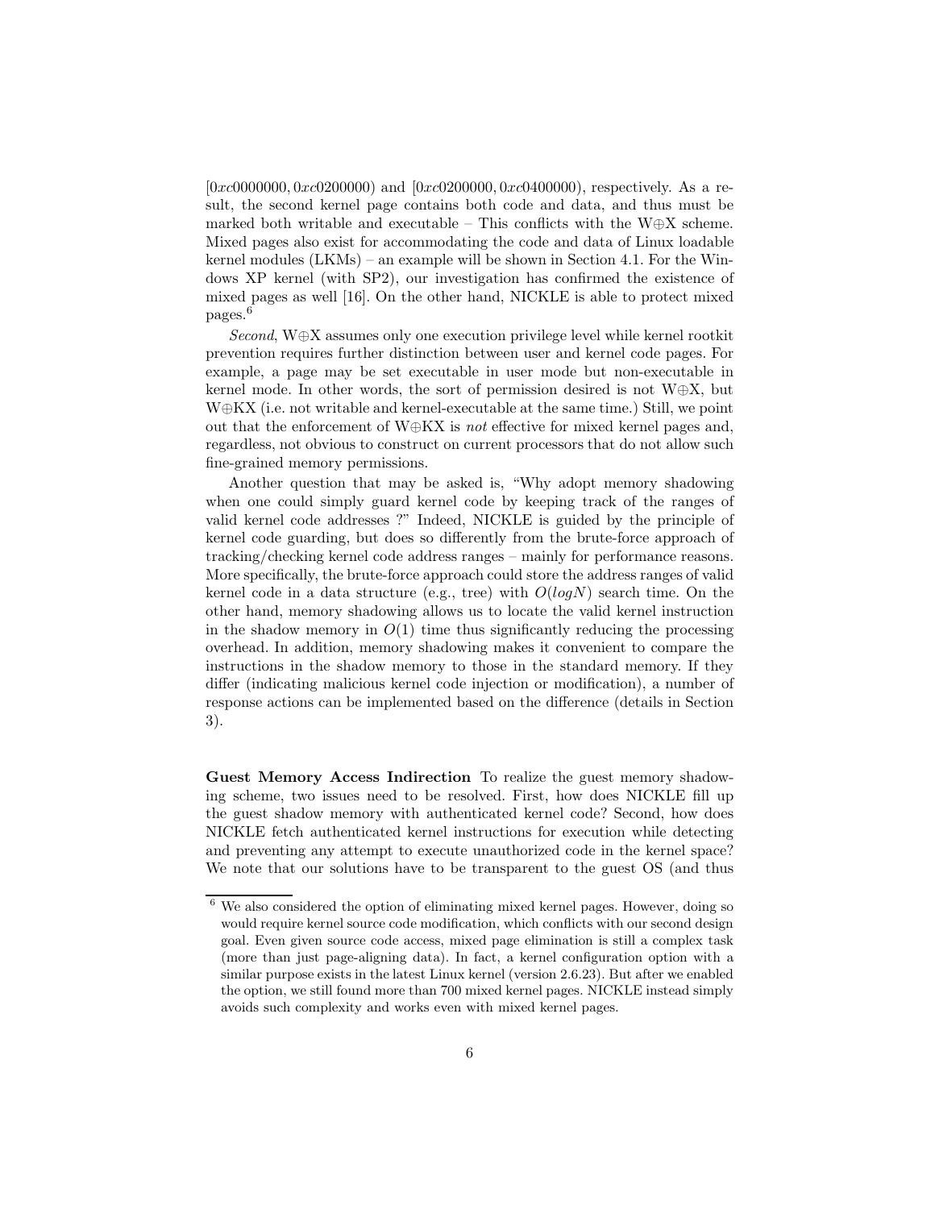$[0xc0000000, 0xc0200000)$ and $[0xc0200000, 0xc0400000)$, respectively. As a result, the second kernel page contains both code and data, and thus must be marked both writable and executable – This conflicts with the W⊕X scheme. Mixed pages also exist for accommodating the code and data of Linux loadable kernel modules (LKMs) – an example will be shown in Section 4.1. For the Windows XP kernel (with SP2), our investigation has confirmed the existence of mixed pages as well [16]. On the other hand, NICKLE is able to protect mixed pages.[6]

*Second*, W⊕X assumes only one execution privilege level while kernel rootkit prevention requires further distinction between user and kernel code pages. For example, a page may be set executable in user mode but non-executable in kernel mode. In other words, the sort of permission desired is not W⊕X, but W⊕KX (i.e. not writable and kernel-executable at the same time.) Still, we point out that the enforcement of W⊕KX is *not* effective for mixed kernel pages and, regardless, not obvious to construct on current processors that do not allow such fine-grained memory permissions.

Another question that may be asked is, "Why adopt memory shadowing when one could simply guard kernel code by keeping track of the ranges of valid kernel code addresses ?" Indeed, NICKLE is guided by the principle of kernel code guarding, but does so differently from the brute-force approach of tracking/checking kernel code address ranges – mainly for performance reasons. More specifically, the brute-force approach could store the address ranges of valid kernel code in a data structure (e.g., tree) with $O(logN)$ search time. On the other hand, memory shadowing allows us to locate the valid kernel instruction in the shadow memory in $O(1)$ time thus significantly reducing the processing overhead. In addition, memory shadowing makes it convenient to compare the instructions in the shadow memory to those in the standard memory. If they differ (indicating malicious kernel code injection or modification), a number of response actions can be implemented based on the difference (details in Section 3).

**Guest Memory Access Indirection** To realize the guest memory shadowing scheme, two issues need to be resolved. First, how does NICKLE fill up the guest shadow memory with authenticated kernel code? Second, how does NICKLE fetch authenticated kernel instructions for execution while detecting and preventing any attempt to execute unauthorized code in the kernel space? We note that our solutions have to be transparent to the guest OS (and thus

[6] We also considered the option of eliminating mixed kernel pages. However, doing so would require kernel source code modification, which conflicts with our second design goal. Even given source code access, mixed page elimination is still a complex task (more than just page-aligning data). In fact, a kernel configuration option with a similar purpose exists in the latest Linux kernel (version 2.6.23). But after we enabled the option, we still found more than 700 mixed kernel pages. NICKLE instead simply avoids such complexity and works even with mixed kernel pages.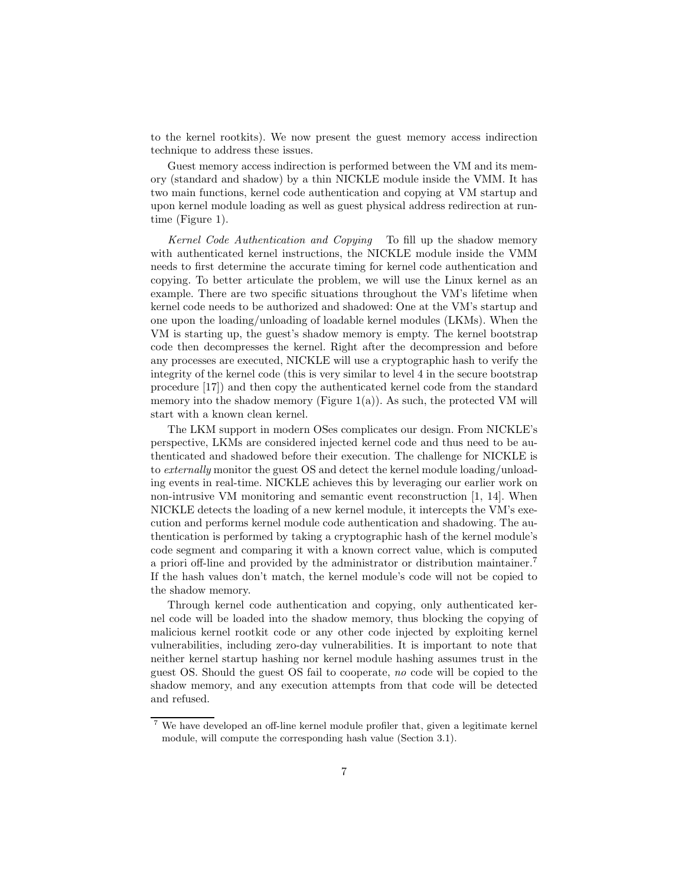to the kernel rootkits). We now present the guest memory access indirection technique to address these issues.

Guest memory access indirection is performed between the VM and its memory (standard and shadow) by a thin NICKLE module inside the VMM. It has two main functions, kernel code authentication and copying at VM startup and upon kernel module loading as well as guest physical address redirection at runtime (Figure 1).

*Kernel Code Authentication and Copying* To fill up the shadow memory with authenticated kernel instructions, the NICKLE module inside the VMM needs to first determine the accurate timing for kernel code authentication and copying. To better articulate the problem, we will use the Linux kernel as an example. There are two specific situations throughout the VM's lifetime when kernel code needs to be authorized and shadowed: One at the VM's startup and one upon the loading/unloading of loadable kernel modules (LKMs). When the VM is starting up, the guest's shadow memory is empty. The kernel bootstrap code then decompresses the kernel. Right after the decompression and before any processes are executed, NICKLE will use a cryptographic hash to verify the integrity of the kernel code (this is very similar to level 4 in the secure bootstrap procedure [17]) and then copy the authenticated kernel code from the standard memory into the shadow memory (Figure 1(a)). As such, the protected VM will start with a known clean kernel.

The LKM support in modern OSes complicates our design. From NICKLE's perspective, LKMs are considered injected kernel code and thus need to be authenticated and shadowed before their execution. The challenge for NICKLE is to *externally* monitor the guest OS and detect the kernel module loading/unloading events in real-time. NICKLE achieves this by leveraging our earlier work on non-intrusive VM monitoring and semantic event reconstruction [1, 14]. When NICKLE detects the loading of a new kernel module, it intercepts the VM's execution and performs kernel module code authentication and shadowing. The authentication is performed by taking a cryptographic hash of the kernel module's code segment and comparing it with a known correct value, which is computed a priori off-line and provided by the administrator or distribution maintainer.[7] If the hash values don't match, the kernel module's code will not be copied to the shadow memory.

Through kernel code authentication and copying, only authenticated kernel code will be loaded into the shadow memory, thus blocking the copying of malicious kernel rootkit code or any other code injected by exploiting kernel vulnerabilities, including zero-day vulnerabilities. It is important to note that neither kernel startup hashing nor kernel module hashing assumes trust in the guest OS. Should the guest OS fail to cooperate, *no* code will be copied to the shadow memory, and any execution attempts from that code will be detected and refused.

[7] We have developed an off-line kernel module profiler that, given a legitimate kernel module, will compute the corresponding hash value (Section 3.1).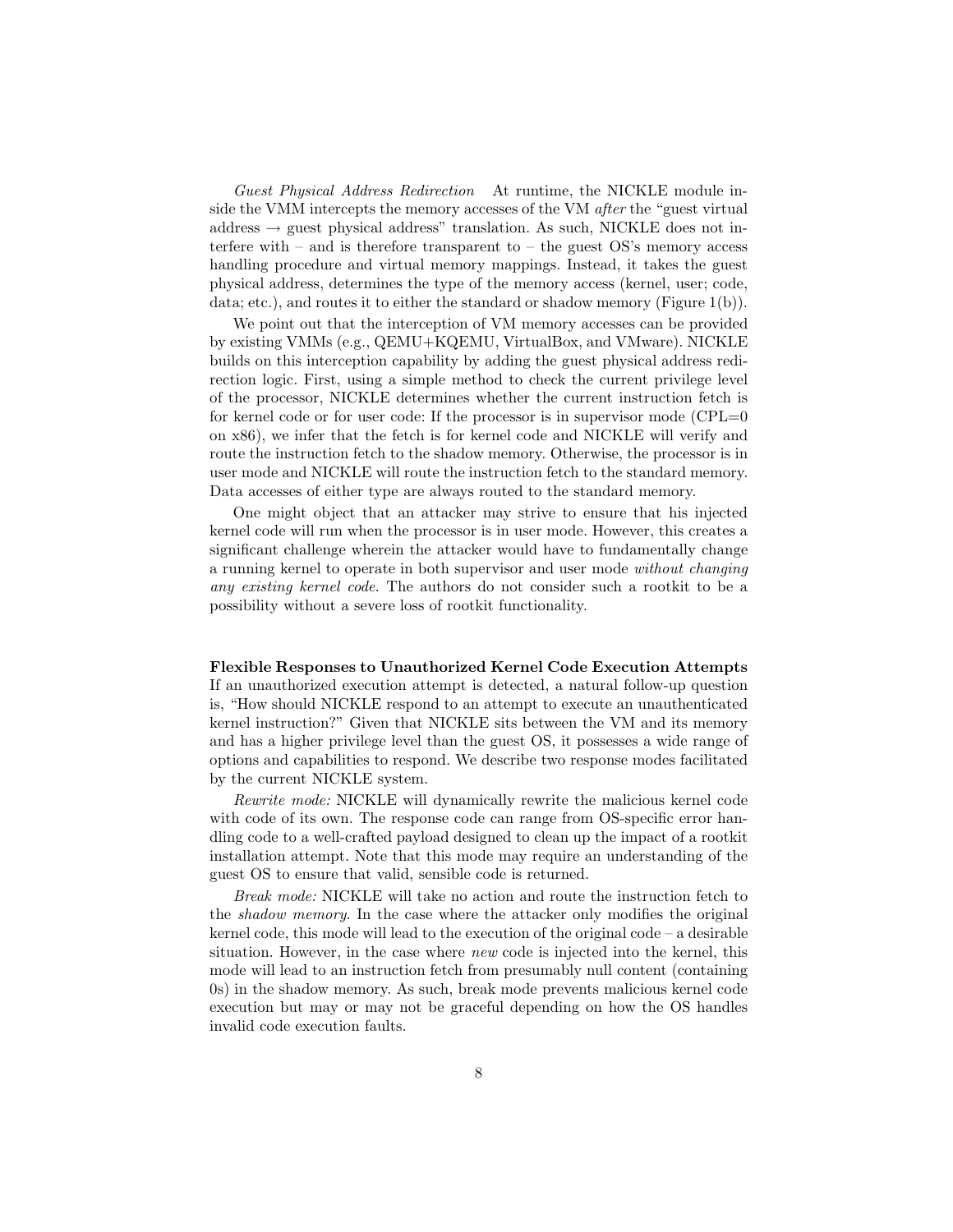*Guest Physical Address Redirection* At runtime, the NICKLE module inside the VMM intercepts the memory accesses of the VM *after* the "guest virtual address → guest physical address" translation. As such, NICKLE does not interfere with – and is therefore transparent to – the guest OS's memory access handling procedure and virtual memory mappings. Instead, it takes the guest physical address, determines the type of the memory access (kernel, user; code, data; etc.), and routes it to either the standard or shadow memory (Figure 1(b)).

We point out that the interception of VM memory accesses can be provided by existing VMMs (e.g., QEMU+KQEMU, VirtualBox, and VMware). NICKLE builds on this interception capability by adding the guest physical address redirection logic. First, using a simple method to check the current privilege level of the processor, NICKLE determines whether the current instruction fetch is for kernel code or for user code: If the processor is in supervisor mode (CPL=0 on x86), we infer that the fetch is for kernel code and NICKLE will verify and route the instruction fetch to the shadow memory. Otherwise, the processor is in user mode and NICKLE will route the instruction fetch to the standard memory. Data accesses of either type are always routed to the standard memory.

One might object that an attacker may strive to ensure that his injected kernel code will run when the processor is in user mode. However, this creates a significant challenge wherein the attacker would have to fundamentally change a running kernel to operate in both supervisor and user mode *without changing any existing kernel code*. The authors do not consider such a rootkit to be a possibility without a severe loss of rootkit functionality.

**Flexible Responses to Unauthorized Kernel Code Execution Attempts** If an unauthorized execution attempt is detected, a natural follow-up question is, "How should NICKLE respond to an attempt to execute an unauthenticated kernel instruction?" Given that NICKLE sits between the VM and its memory and has a higher privilege level than the guest OS, it possesses a wide range of options and capabilities to respond. We describe two response modes facilitated by the current NICKLE system.

*Rewrite mode:* NICKLE will dynamically rewrite the malicious kernel code with code of its own. The response code can range from OS-specific error handling code to a well-crafted payload designed to clean up the impact of a rootkit installation attempt. Note that this mode may require an understanding of the guest OS to ensure that valid, sensible code is returned.

*Break mode:* NICKLE will take no action and route the instruction fetch to the *shadow memory*. In the case where the attacker only modifies the original kernel code, this mode will lead to the execution of the original code – a desirable situation. However, in the case where *new* code is injected into the kernel, this mode will lead to an instruction fetch from presumably null content (containing 0s) in the shadow memory. As such, break mode prevents malicious kernel code execution but may or may not be graceful depending on how the OS handles invalid code execution faults.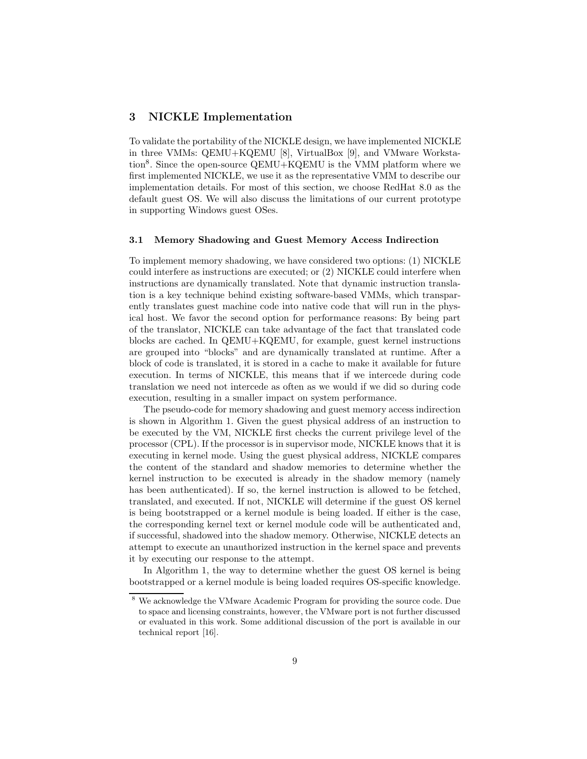## 3 NICKLE Implementation

To validate the portability of the NICKLE design, we have implemented NICKLE in three VMMs: QEMU+KQEMU [8], VirtualBox [9], and VMware Workstation[8]. Since the open-source QEMU+KQEMU is the VMM platform where we first implemented NICKLE, we use it as the representative VMM to describe our implementation details. For most of this section, we choose RedHat 8.0 as the default guest OS. We will also discuss the limitations of our current prototype in supporting Windows guest OSes.

### 3.1 Memory Shadowing and Guest Memory Access Indirection

To implement memory shadowing, we have considered two options: (1) NICKLE could interfere as instructions are executed; or (2) NICKLE could interfere when instructions are dynamically translated. Note that dynamic instruction translation is a key technique behind existing software-based VMMs, which transparently translates guest machine code into native code that will run in the physical host. We favor the second option for performance reasons: By being part of the translator, NICKLE can take advantage of the fact that translated code blocks are cached. In QEMU+KQEMU, for example, guest kernel instructions are grouped into "blocks" and are dynamically translated at runtime. After a block of code is translated, it is stored in a cache to make it available for future execution. In terms of NICKLE, this means that if we intercede during code translation we need not intercede as often as we would if we did so during code execution, resulting in a smaller impact on system performance.

The pseudo-code for memory shadowing and guest memory access indirection is shown in Algorithm 1. Given the guest physical address of an instruction to be executed by the VM, NICKLE first checks the current privilege level of the processor (CPL). If the processor is in supervisor mode, NICKLE knows that it is executing in kernel mode. Using the guest physical address, NICKLE compares the content of the standard and shadow memories to determine whether the kernel instruction to be executed is already in the shadow memory (namely has been authenticated). If so, the kernel instruction is allowed to be fetched, translated, and executed. If not, NICKLE will determine if the guest OS kernel is being bootstrapped or a kernel module is being loaded. If either is the case, the corresponding kernel text or kernel module code will be authenticated and, if successful, shadowed into the shadow memory. Otherwise, NICKLE detects an attempt to execute an unauthorized instruction in the kernel space and prevents it by executing our response to the attempt.

In Algorithm 1, the way to determine whether the guest OS kernel is being bootstrapped or a kernel module is being loaded requires OS-specific knowledge.

[8] We acknowledge the VMware Academic Program for providing the source code. Due to space and licensing constraints, however, the VMware port is not further discussed or evaluated in this work. Some additional discussion of the port is available in our technical report [16].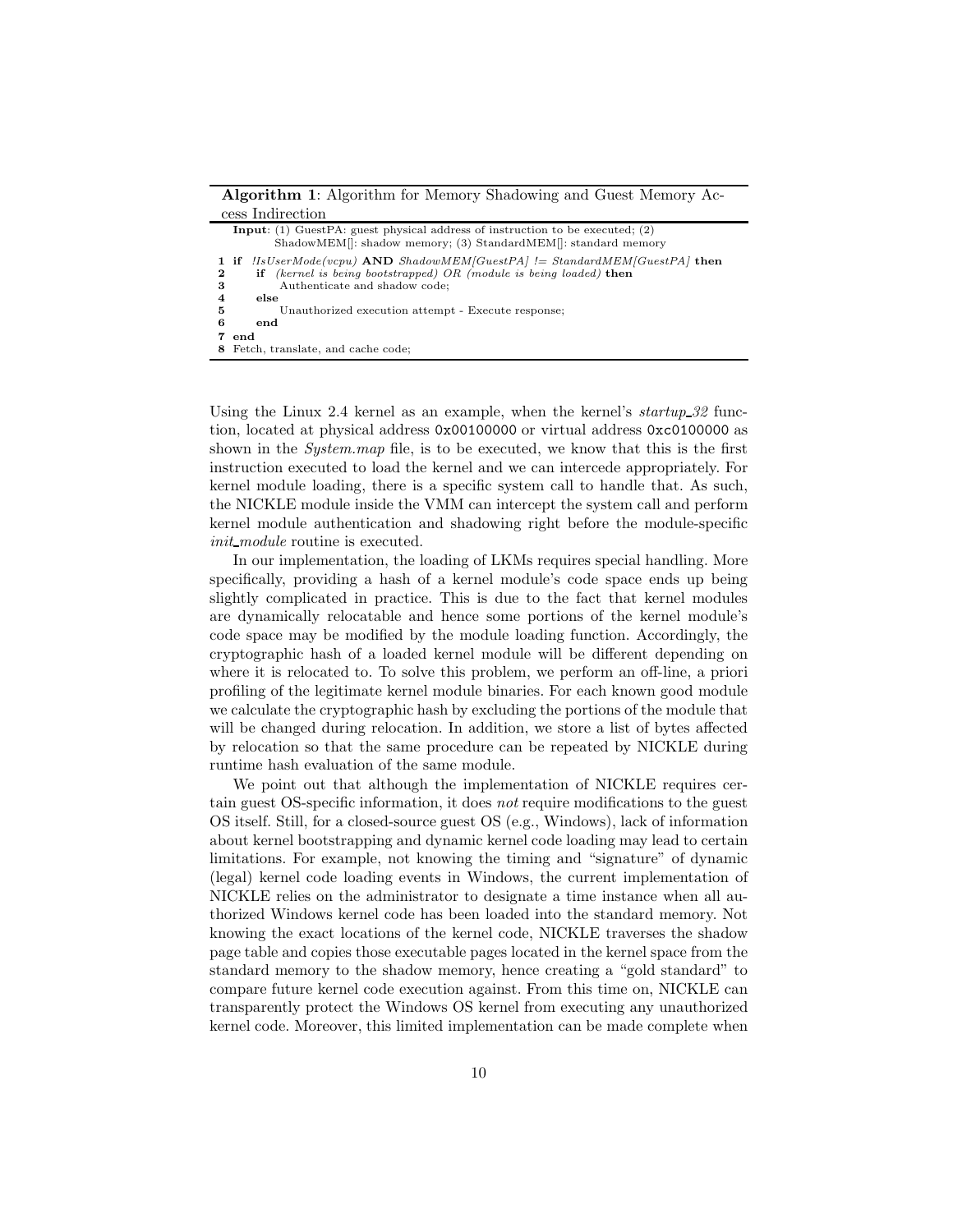**Algorithm 1**: Algorithm for Memory Shadowing and Guest Memory Access Indirection

```
Input: (1) GuestPA: guest physical address of instruction to be executed; (2)
       ShadowMEM[]: shadow memory; (3) StandardMEM[]: standard memory

1 if !IsUserMode(vcpu) AND ShadowMEM[GuestPA] != StandardMEM[GuestPA] then
2     if (kernel is being bootstrapped) OR (module is being loaded) then
3         Authenticate and shadow code;
4     else
5         Unauthorized execution attempt - Execute response;
6     end
7 end
8 Fetch, translate, and cache code;
```

Using the Linux 2.4 kernel as an example, when the kernel's *startup_32* function, located at physical address `0x00100000` or virtual address `0xc0100000` as shown in the *System.map* file, is to be executed, we know that this is the first instruction executed to load the kernel and we can intercede appropriately. For kernel module loading, there is a specific system call to handle that. As such, the NICKLE module inside the VMM can intercept the system call and perform kernel module authentication and shadowing right before the module-specific *init_module* routine is executed.

In our implementation, the loading of LKMs requires special handling. More specifically, providing a hash of a kernel module's code space ends up being slightly complicated in practice. This is due to the fact that kernel modules are dynamically relocatable and hence some portions of the kernel module's code space may be modified by the module loading function. Accordingly, the cryptographic hash of a loaded kernel module will be different depending on where it is relocated to. To solve this problem, we perform an off-line, a priori profiling of the legitimate kernel module binaries. For each known good module we calculate the cryptographic hash by excluding the portions of the module that will be changed during relocation. In addition, we store a list of bytes affected by relocation so that the same procedure can be repeated by NICKLE during runtime hash evaluation of the same module.

We point out that although the implementation of NICKLE requires certain guest OS-specific information, it does *not* require modifications to the guest OS itself. Still, for a closed-source guest OS (e.g., Windows), lack of information about kernel bootstrapping and dynamic kernel code loading may lead to certain limitations. For example, not knowing the timing and "signature" of dynamic (legal) kernel code loading events in Windows, the current implementation of NICKLE relies on the administrator to designate a time instance when all authorized Windows kernel code has been loaded into the standard memory. Not knowing the exact locations of the kernel code, NICKLE traverses the shadow page table and copies those executable pages located in the kernel space from the standard memory to the shadow memory, hence creating a "gold standard" to compare future kernel code execution against. From this time on, NICKLE can transparently protect the Windows OS kernel from executing any unauthorized kernel code. Moreover, this limited implementation can be made complete when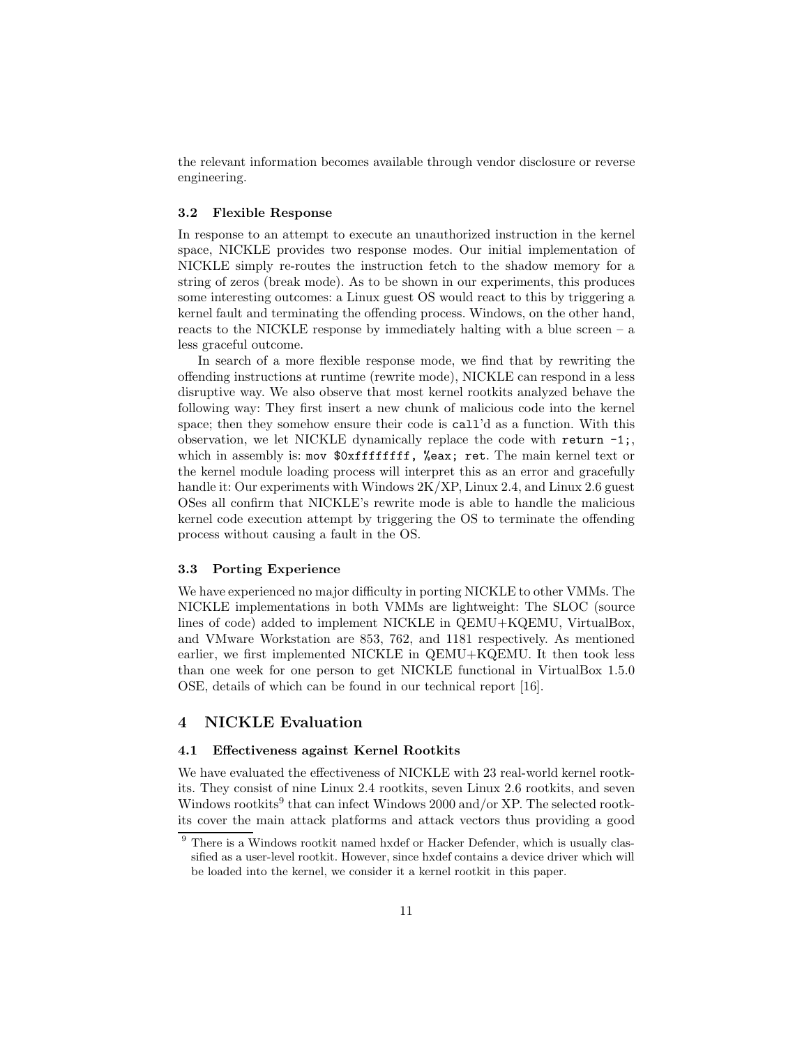the relevant information becomes available through vendor disclosure or reverse engineering.

### 3.2 Flexible Response

In response to an attempt to execute an unauthorized instruction in the kernel space, NICKLE provides two response modes. Our initial implementation of NICKLE simply re-routes the instruction fetch to the shadow memory for a string of zeros (break mode). As to be shown in our experiments, this produces some interesting outcomes: a Linux guest OS would react to this by triggering a kernel fault and terminating the offending process. Windows, on the other hand, reacts to the NICKLE response by immediately halting with a blue screen – a less graceful outcome.

In search of a more flexible response mode, we find that by rewriting the offending instructions at runtime (rewrite mode), NICKLE can respond in a less disruptive way. We also observe that most kernel rootkits analyzed behave the following way: They first insert a new chunk of malicious code into the kernel space; then they somehow ensure their code is `call`'d as a function. With this observation, we let NICKLE dynamically replace the code with `return -1;`, which in assembly is: `mov $0xffffffff, %eax; ret`. The main kernel text or the kernel module loading process will interpret this as an error and gracefully handle it: Our experiments with Windows 2K/XP, Linux 2.4, and Linux 2.6 guest OSes all confirm that NICKLE's rewrite mode is able to handle the malicious kernel code execution attempt by triggering the OS to terminate the offending process without causing a fault in the OS.

### 3.3 Porting Experience

We have experienced no major difficulty in porting NICKLE to other VMMs. The NICKLE implementations in both VMMs are lightweight: The SLOC (source lines of code) added to implement NICKLE in QEMU+KQEMU, VirtualBox, and VMware Workstation are 853, 762, and 1181 respectively. As mentioned earlier, we first implemented NICKLE in QEMU+KQEMU. It then took less than one week for one person to get NICKLE functional in VirtualBox 1.5.0 OSE, details of which can be found in our technical report [16].

## 4 NICKLE Evaluation

### 4.1 Effectiveness against Kernel Rootkits

We have evaluated the effectiveness of NICKLE with 23 real-world kernel rootkits. They consist of nine Linux 2.4 rootkits, seven Linux 2.6 rootkits, and seven Windows rootkits[9] that can infect Windows 2000 and/or XP. The selected rootkits cover the main attack platforms and attack vectors thus providing a good

[9] There is a Windows rootkit named hxdef or Hacker Defender, which is usually classified as a user-level rootkit. However, since hxdef contains a device driver which will be loaded into the kernel, we consider it a kernel rootkit in this paper.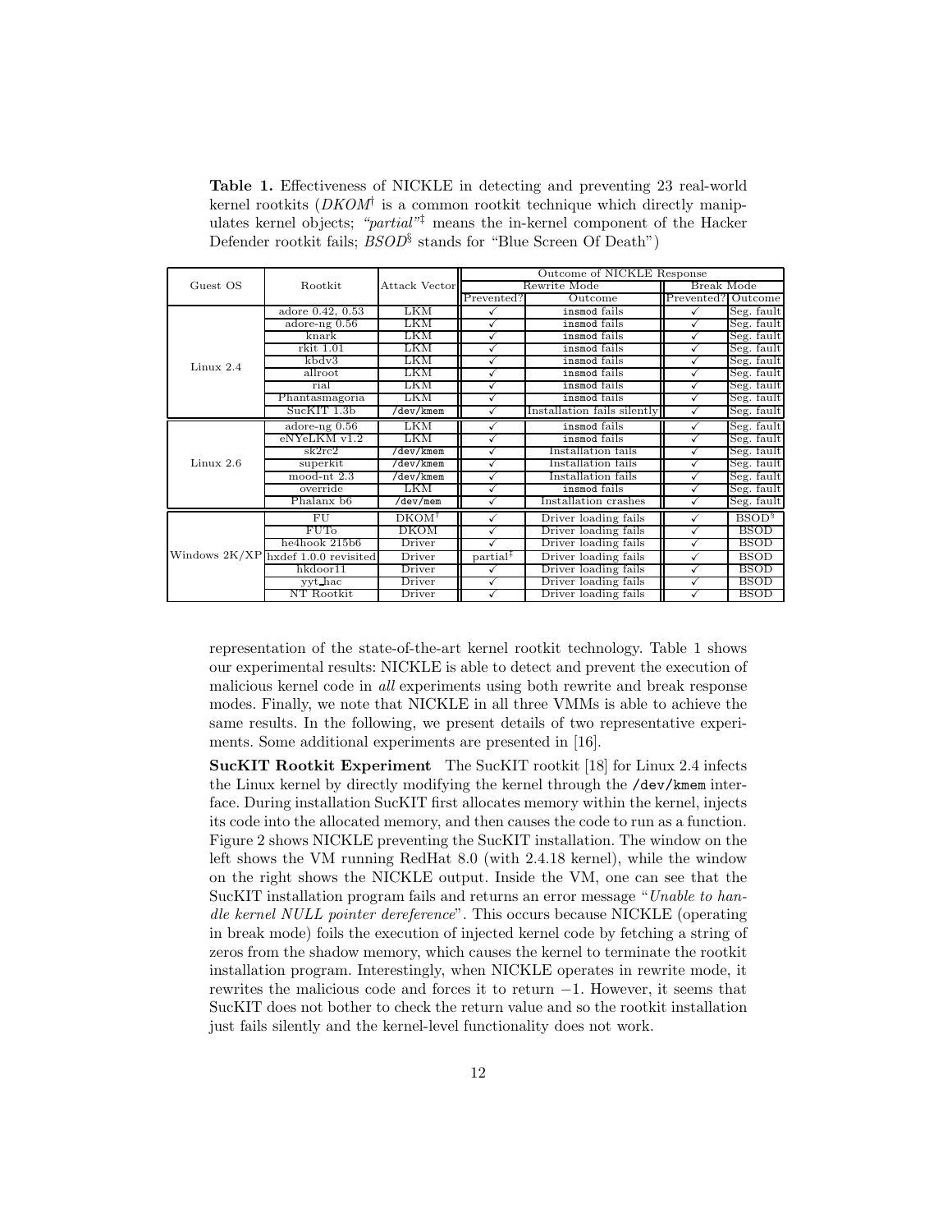**Table 1.** Effectiveness of NICKLE in detecting and preventing 23 real-world kernel rootkits (*DKOM*[†] is a common rootkit technique which directly manipulates kernel objects; *"partial"*[‡] means the in-kernel component of the Hacker Defender rootkit fails; *BSOD*[§] stands for "Blue Screen Of Death")

| Guest OS | Rootkit | Attack Vector | Outcome of NICKLE Response | | | |
|---|---|---|---|---|---|---|
| | | | Rewrite Mode | | Break Mode | |
| | | | Prevented? | Outcome | Prevented? | Outcome |
| Linux 2.4 | adore 0.42, 0.53 | LKM | ✓ | `insmod` fails | ✓ | Seg. fault |
| | adore-ng 0.56 | LKM | ✓ | `insmod` fails | ✓ | Seg. fault |
| | knark | LKM | ✓ | `insmod` fails | ✓ | Seg. fault |
| | rkit 1.01 | LKM | ✓ | `insmod` fails | ✓ | Seg. fault |
| | kbdv3 | LKM | ✓ | `insmod` fails | ✓ | Seg. fault |
| | allroot | LKM | ✓ | `insmod` fails | ✓ | Seg. fault |
| | rial | LKM | ✓ | `insmod` fails | ✓ | Seg. fault |
| | Phantasmagoria | LKM | ✓ | `insmod` fails | ✓ | Seg. fault |
| | SucKIT 1.3b | `/dev/kmem` | ✓ | Installation fails silently | ✓ | Seg. fault |
| Linux 2.6 | adore-ng 0.56 | LKM | ✓ | `insmod` fails | ✓ | Seg. fault |
| | eNYeLKM v1.2 | LKM | ✓ | `insmod` fails | ✓ | Seg. fault |
| | sk2rc2 | `/dev/kmem` | ✓ | Installation fails | ✓ | Seg. fault |
| | superkit | `/dev/kmem` | ✓ | Installation fails | ✓ | Seg. fault |
| | mood-nt 2.3 | `/dev/kmem` | ✓ | Installation fails | ✓ | Seg. fault |
| | override | LKM | ✓ | `insmod` fails | ✓ | Seg. fault |
| | Phalanx b6 | `/dev/mem` | ✓ | Installation crashes | ✓ | Seg. fault |
| Windows 2K/XP | FU | DKOM[†] | ✓ | Driver loading fails | ✓ | BSOD[§] |
| | FUTo | DKOM | ✓ | Driver loading fails | ✓ | BSOD |
| | he4hook 215b6 | Driver | ✓ | Driver loading fails | ✓ | BSOD |
| | hxdef 1.0.0 revisited | Driver | partial[‡] | Driver loading fails | ✓ | BSOD |
| | hkdoor11 | Driver | ✓ | Driver loading fails | ✓ | BSOD |
| | yyt_hac | Driver | ✓ | Driver loading fails | ✓ | BSOD |
| | NT Rootkit | Driver | ✓ | Driver loading fails | ✓ | BSOD |

representation of the state-of-the-art kernel rootkit technology. Table 1 shows our experimental results: NICKLE is able to detect and prevent the execution of malicious kernel code in *all* experiments using both rewrite and break response modes. Finally, we note that NICKLE in all three VMMs is able to achieve the same results. In the following, we present details of two representative experiments. Some additional experiments are presented in [16].

**SucKIT Rootkit Experiment** The SucKIT rootkit [18] for Linux 2.4 infects the Linux kernel by directly modifying the kernel through the `/dev/kmem` interface. During installation SucKIT first allocates memory within the kernel, injects its code into the allocated memory, and then causes the code to run as a function. Figure 2 shows NICKLE preventing the SucKIT installation. The window on the left shows the VM running RedHat 8.0 (with 2.4.18 kernel), while the window on the right shows the NICKLE output. Inside the VM, one can see that the SucKIT installation program fails and returns an error message "*Unable to handle kernel NULL pointer dereference*". This occurs because NICKLE (operating in break mode) foils the execution of injected kernel code by fetching a string of zeros from the shadow memory, which causes the kernel to terminate the rootkit installation program. Interestingly, when NICKLE operates in rewrite mode, it rewrites the malicious code and forces it to return $-1$. However, it seems that SucKIT does not bother to check the return value and so the rootkit installation just fails silently and the kernel-level functionality does not work.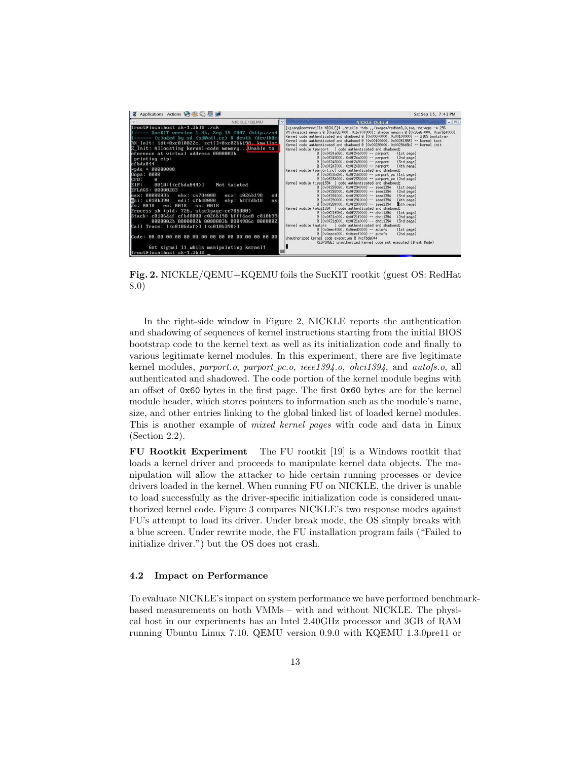**Fig. 2.** NICKLE/QEMU+KQEMU foils the SucKIT rootkit (guest OS: RedHat 8.0)

In the right-side window in Figure 2, NICKLE reports the authentication and shadowing of sequences of kernel instructions starting from the initial BIOS bootstrap code to the kernel text as well as its initialization code and finally to various legitimate kernel modules. In this experiment, there are five legitimate kernel modules, *parport.o*, *parport_pc.o*, *ieee1394.o*, *ohci1394*, and *autofs.o*, all authenticated and shadowed. The code portion of the kernel module begins with an offset of `0x60` bytes in the first page. The first `0x60` bytes are for the kernel module header, which stores pointers to information such as the module's name, size, and other entries linking to the global linked list of loaded kernel modules. This is another example of *mixed kernel pages* with code and data in Linux (Section 2.2).

**FU Rootkit Experiment** The FU rootkit [19] is a Windows rootkit that loads a kernel driver and proceeds to manipulate kernel data objects. The manipulation will allow the attacker to hide certain running processes or device drivers loaded in the kernel. When running FU on NICKLE, the driver is unable to load successfully as the driver-specific initialization code is considered unauthorized kernel code. Figure 3 compares NICKLE's two response modes against FU's attempt to load its driver. Under break mode, the OS simply breaks with a blue screen. Under rewrite mode, the FU installation program fails ("Failed to initialize driver.") but the OS does not crash.

### 4.2 Impact on Performance

To evaluate NICKLE's impact on system performance we have performed benchmark-based measurements on both VMMs – with and without NICKLE. The physical host in our experiments has an Intel 2.40GHz processor and 3GB of RAM running Ubuntu Linux 7.10. QEMU version 0.9.0 with KQEMU 1.3.0pre11 or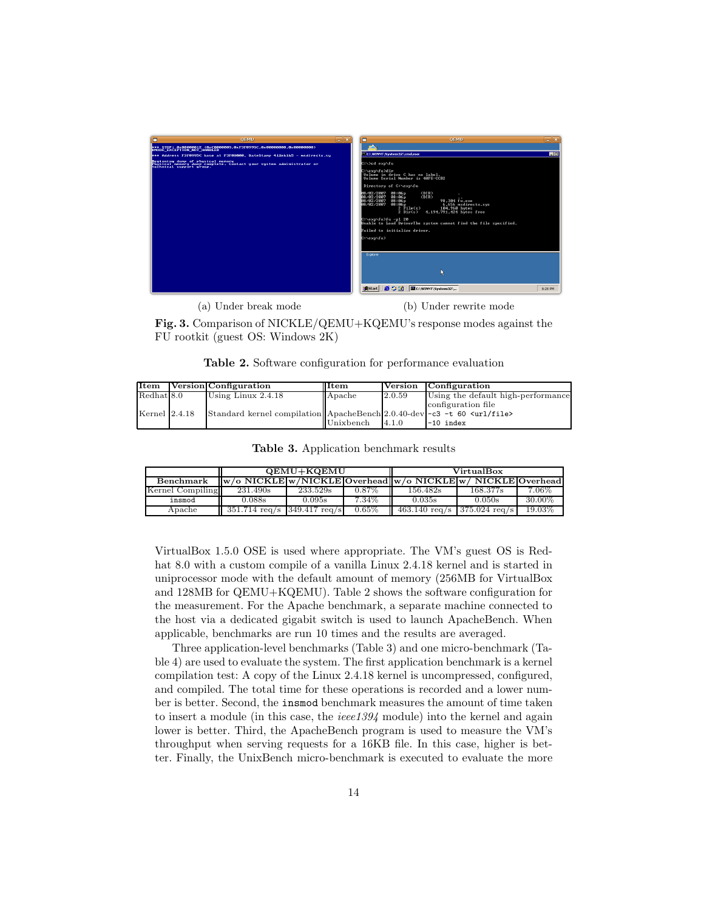(a) Under break mode

(b) Under rewrite mode

**Fig. 3.** Comparison of NICKLE/QEMU+KQEMU's response modes against the FU rootkit (guest OS: Windows 2K)

**Table 2.** Software configuration for performance evaluation

| Item | Version | Configuration | Item | Version | Configuration |
|---|---|---|---|---|---|
| Redhat | 8.0 | Using Linux 2.4.18 | Apache | 2.0.59 | Using the default high-performance configuration file |
| Kernel | 2.4.18 | Standard kernel compilation | ApacheBench | 2.0.40-dev | `-c3 -t 60 <url/file>` |
| | | | Unixbench | 4.1.0 | `-10 index` |

**Table 3.** Application benchmark results

| Benchmark | QEMU+KQEMU | | | VirtualBox | | |
|---|---|---|---|---|---|---|
| | w/o NICKLE | w/NICKLE | Overhead | w/o NICKLE | w/ NICKLE | Overhead |
| Kernel Compiling | 231.490s | 233.529s | 0.87% | 156.482s | 168.377s | 7.06% |
| `insmod` | 0.088s | 0.095s | 7.34% | 0.035s | 0.050s | 30.00% |
| Apache | 351.714 req/s | 349.417 req/s | 0.65% | 463.140 req/s | 375.024 req/s | 19.03% |

VirtualBox 1.5.0 OSE is used where appropriate. The VM's guest OS is Redhat 8.0 with a custom compile of a vanilla Linux 2.4.18 kernel and is started in uniprocessor mode with the default amount of memory (256MB for VirtualBox and 128MB for QEMU+KQEMU). Table 2 shows the software configuration for the measurement. For the Apache benchmark, a separate machine connected to the host via a dedicated gigabit switch is used to launch ApacheBench. When applicable, benchmarks are run 10 times and the results are averaged.

Three application-level benchmarks (Table 3) and one micro-benchmark (Table 4) are used to evaluate the system. The first application benchmark is a kernel compilation test: A copy of the Linux 2.4.18 kernel is uncompressed, configured, and compiled. The total time for these operations is recorded and a lower number is better. Second, the `insmod` benchmark measures the amount of time taken to insert a module (in this case, the *ieee1394* module) into the kernel and again lower is better. Third, the ApacheBench program is used to measure the VM's throughput when serving requests for a 16KB file. In this case, higher is better. Finally, the UnixBench micro-benchmark is executed to evaluate the more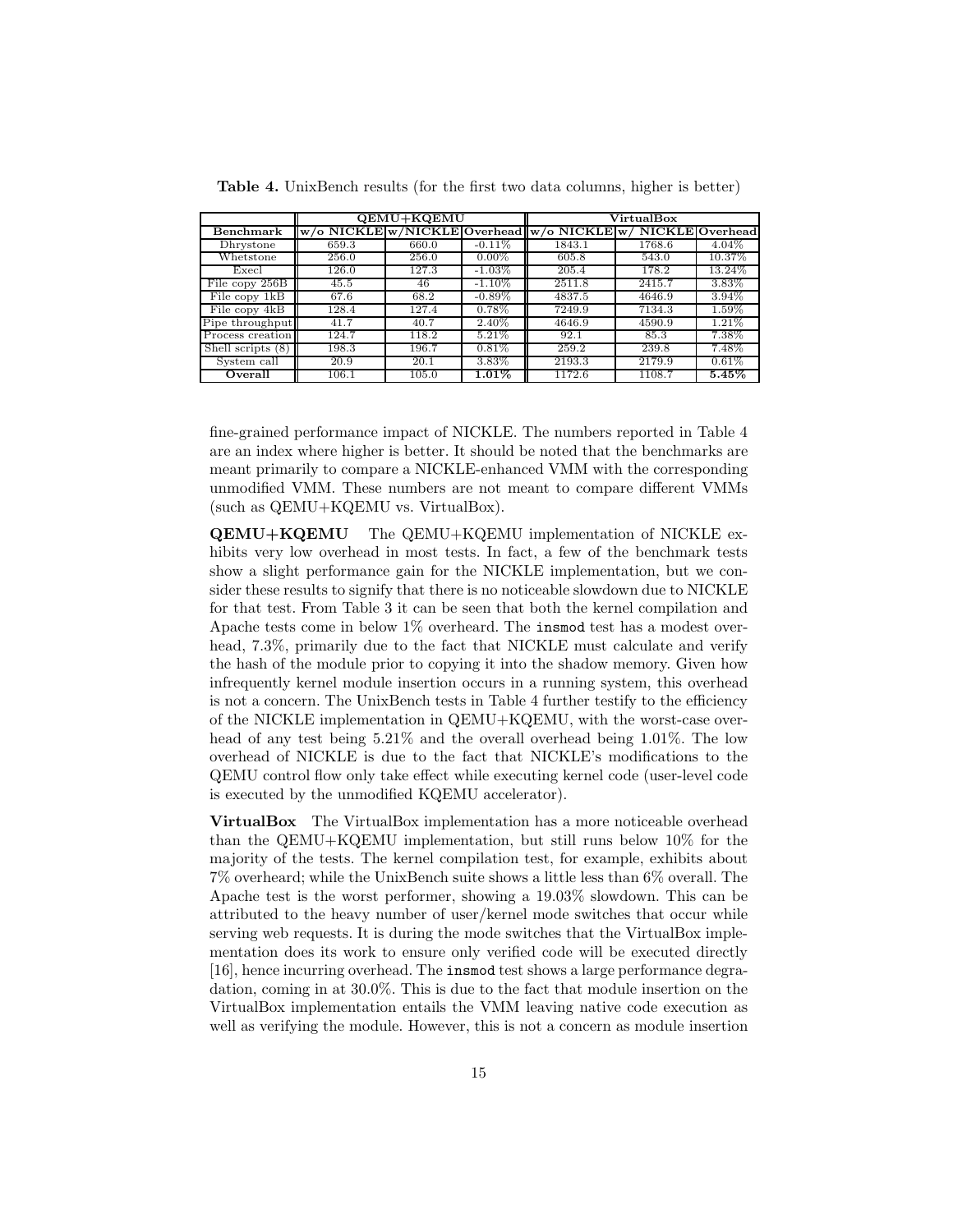**Table 4.** UnixBench results (for the first two data columns, higher is better)

| | QEMU+KQEMU | | | VirtualBox | | |
|---|---|---|---|---|---|---|
| **Benchmark** | **w/o NICKLE** | **w/NICKLE** | **Overhead** | **w/o NICKLE** | **w/ NICKLE** | **Overhead** |
| Dhrystone | 659.3 | 660.0 | -0.11% | 1843.1 | 1768.6 | 4.04% |
| Whetstone | 256.0 | 256.0 | 0.00% | 605.8 | 543.0 | 10.37% |
| Execl | 126.0 | 127.3 | -1.03% | 205.4 | 178.2 | 13.24% |
| File copy 256B | 45.5 | 46 | -1.10% | 2511.8 | 2415.7 | 3.83% |
| File copy 1kB | 67.6 | 68.2 | -0.89% | 4837.5 | 4646.9 | 3.94% |
| File copy 4kB | 128.4 | 127.4 | 0.78% | 7249.9 | 7134.3 | 1.59% |
| Pipe throughput | 41.7 | 40.7 | 2.40% | 4646.9 | 4590.9 | 1.21% |
| Process creation | 124.7 | 118.2 | 5.21% | 92.1 | 85.3 | 7.38% |
| Shell scripts (8) | 198.3 | 196.7 | 0.81% | 259.2 | 239.8 | 7.48% |
| System call | 20.9 | 20.1 | 3.83% | 2193.3 | 2179.9 | 0.61% |
| **Overall** | 106.1 | 105.0 | **1.01%** | 1172.6 | 1108.7 | **5.45%** |

fine-grained performance impact of NICKLE. The numbers reported in Table 4 are an index where higher is better. It should be noted that the benchmarks are meant primarily to compare a NICKLE-enhanced VMM with the corresponding unmodified VMM. These numbers are not meant to compare different VMMs (such as QEMU+KQEMU vs. VirtualBox).

**QEMU+KQEMU** The QEMU+KQEMU implementation of NICKLE exhibits very low overhead in most tests. In fact, a few of the benchmark tests show a slight performance gain for the NICKLE implementation, but we consider these results to signify that there is no noticeable slowdown due to NICKLE for that test. From Table 3 it can be seen that both the kernel compilation and Apache tests come in below 1% overheard. The `insmod` test has a modest overhead, 7.3%, primarily due to the fact that NICKLE must calculate and verify the hash of the module prior to copying it into the shadow memory. Given how infrequently kernel module insertion occurs in a running system, this overhead is not a concern. The UnixBench tests in Table 4 further testify to the efficiency of the NICKLE implementation in QEMU+KQEMU, with the worst-case overhead of any test being 5.21% and the overall overhead being 1.01%. The low overhead of NICKLE is due to the fact that NICKLE's modifications to the QEMU control flow only take effect while executing kernel code (user-level code is executed by the unmodified KQEMU accelerator).

**VirtualBox** The VirtualBox implementation has a more noticeable overhead than the QEMU+KQEMU implementation, but still runs below 10% for the majority of the tests. The kernel compilation test, for example, exhibits about 7% overheard; while the UnixBench suite shows a little less than 6% overall. The Apache test is the worst performer, showing a 19.03% slowdown. This can be attributed to the heavy number of user/kernel mode switches that occur while serving web requests. It is during the mode switches that the VirtualBox implementation does its work to ensure only verified code will be executed directly [16], hence incurring overhead. The `insmod` test shows a large performance degradation, coming in at 30.0%. This is due to the fact that module insertion on the VirtualBox implementation entails the VMM leaving native code execution as well as verifying the module. However, this is not a concern as module insertion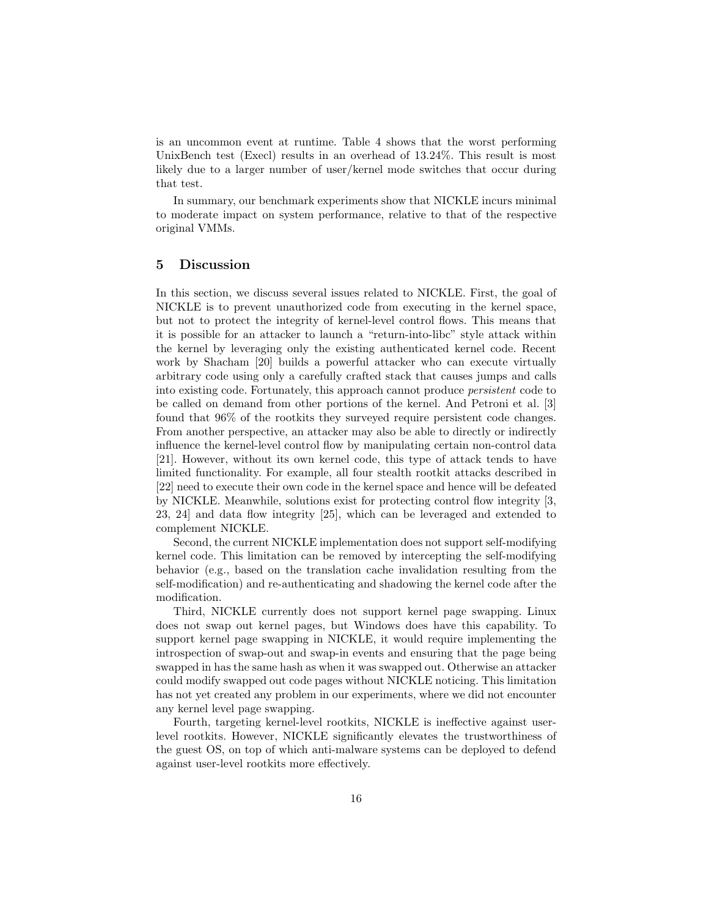is an uncommon event at runtime. Table 4 shows that the worst performing UnixBench test (Execl) results in an overhead of 13.24%. This result is most likely due to a larger number of user/kernel mode switches that occur during that test.

In summary, our benchmark experiments show that NICKLE incurs minimal to moderate impact on system performance, relative to that of the respective original VMMs.

## 5 Discussion

In this section, we discuss several issues related to NICKLE. First, the goal of NICKLE is to prevent unauthorized code from executing in the kernel space, but not to protect the integrity of kernel-level control flows. This means that it is possible for an attacker to launch a "return-into-libc" style attack within the kernel by leveraging only the existing authenticated kernel code. Recent work by Shacham [20] builds a powerful attacker who can execute virtually arbitrary code using only a carefully crafted stack that causes jumps and calls into existing code. Fortunately, this approach cannot produce *persistent* code to be called on demand from other portions of the kernel. And Petroni et al. [3] found that 96% of the rootkits they surveyed require persistent code changes. From another perspective, an attacker may also be able to directly or indirectly influence the kernel-level control flow by manipulating certain non-control data [21]. However, without its own kernel code, this type of attack tends to have limited functionality. For example, all four stealth rootkit attacks described in [22] need to execute their own code in the kernel space and hence will be defeated by NICKLE. Meanwhile, solutions exist for protecting control flow integrity [3, 23, 24] and data flow integrity [25], which can be leveraged and extended to complement NICKLE.

Second, the current NICKLE implementation does not support self-modifying kernel code. This limitation can be removed by intercepting the self-modifying behavior (e.g., based on the translation cache invalidation resulting from the self-modification) and re-authenticating and shadowing the kernel code after the modification.

Third, NICKLE currently does not support kernel page swapping. Linux does not swap out kernel pages, but Windows does have this capability. To support kernel page swapping in NICKLE, it would require implementing the introspection of swap-out and swap-in events and ensuring that the page being swapped in has the same hash as when it was swapped out. Otherwise an attacker could modify swapped out code pages without NICKLE noticing. This limitation has not yet created any problem in our experiments, where we did not encounter any kernel level page swapping.

Fourth, targeting kernel-level rootkits, NICKLE is ineffective against user-level rootkits. However, NICKLE significantly elevates the trustworthiness of the guest OS, on top of which anti-malware systems can be deployed to defend against user-level rootkits more effectively.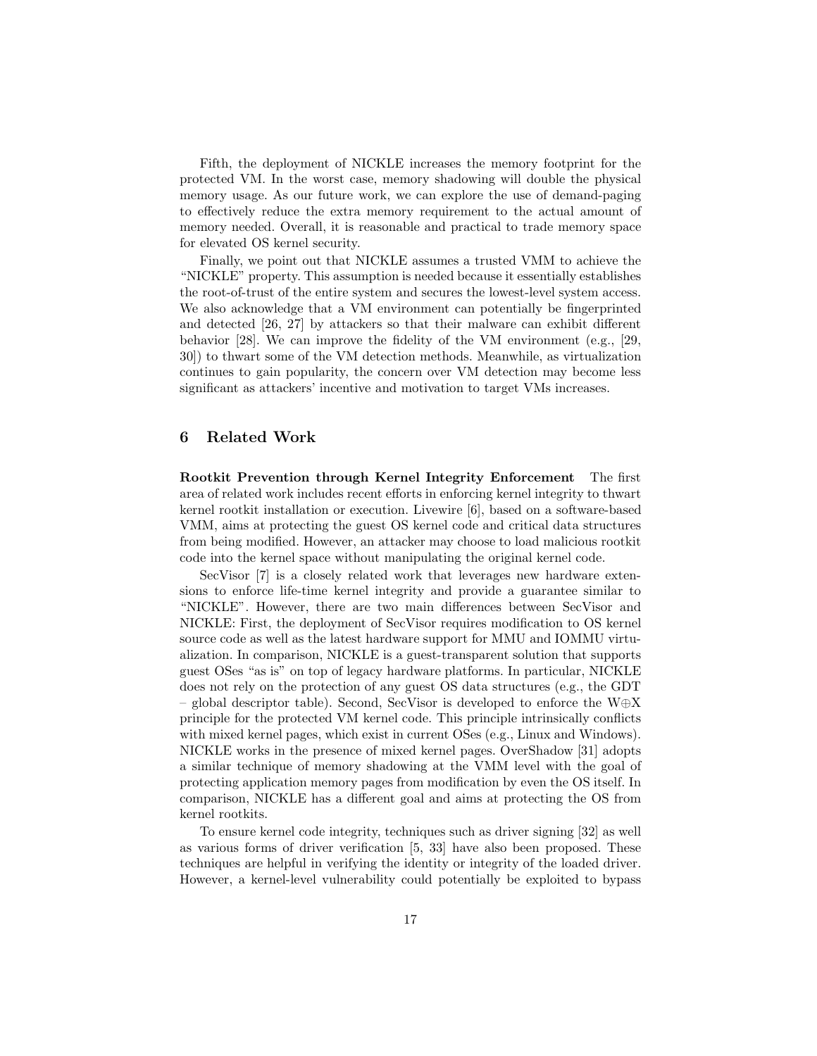Fifth, the deployment of NICKLE increases the memory footprint for the protected VM. In the worst case, memory shadowing will double the physical memory usage. As our future work, we can explore the use of demand-paging to effectively reduce the extra memory requirement to the actual amount of memory needed. Overall, it is reasonable and practical to trade memory space for elevated OS kernel security.

Finally, we point out that NICKLE assumes a trusted VMM to achieve the "NICKLE" property. This assumption is needed because it essentially establishes the root-of-trust of the entire system and secures the lowest-level system access. We also acknowledge that a VM environment can potentially be fingerprinted and detected [26, 27] by attackers so that their malware can exhibit different behavior [28]. We can improve the fidelity of the VM environment (e.g., [29, 30]) to thwart some of the VM detection methods. Meanwhile, as virtualization continues to gain popularity, the concern over VM detection may become less significant as attackers' incentive and motivation to target VMs increases.

## 6 Related Work

**Rootkit Prevention through Kernel Integrity Enforcement** The first area of related work includes recent efforts in enforcing kernel integrity to thwart kernel rootkit installation or execution. Livewire [6], based on a software-based VMM, aims at protecting the guest OS kernel code and critical data structures from being modified. However, an attacker may choose to load malicious rootkit code into the kernel space without manipulating the original kernel code.

SecVisor [7] is a closely related work that leverages new hardware extensions to enforce life-time kernel integrity and provide a guarantee similar to "NICKLE". However, there are two main differences between SecVisor and NICKLE: First, the deployment of SecVisor requires modification to OS kernel source code as well as the latest hardware support for MMU and IOMMU virtualization. In comparison, NICKLE is a guest-transparent solution that supports guest OSes "as is" on top of legacy hardware platforms. In particular, NICKLE does not rely on the protection of any guest OS data structures (e.g., the GDT – global descriptor table). Second, SecVisor is developed to enforce the W⊕X principle for the protected VM kernel code. This principle intrinsically conflicts with mixed kernel pages, which exist in current OSes (e.g., Linux and Windows). NICKLE works in the presence of mixed kernel pages. OverShadow [31] adopts a similar technique of memory shadowing at the VMM level with the goal of protecting application memory pages from modification by even the OS itself. In comparison, NICKLE has a different goal and aims at protecting the OS from kernel rootkits.

To ensure kernel code integrity, techniques such as driver signing [32] as well as various forms of driver verification [5, 33] have also been proposed. These techniques are helpful in verifying the identity or integrity of the loaded driver. However, a kernel-level vulnerability could potentially be exploited to bypass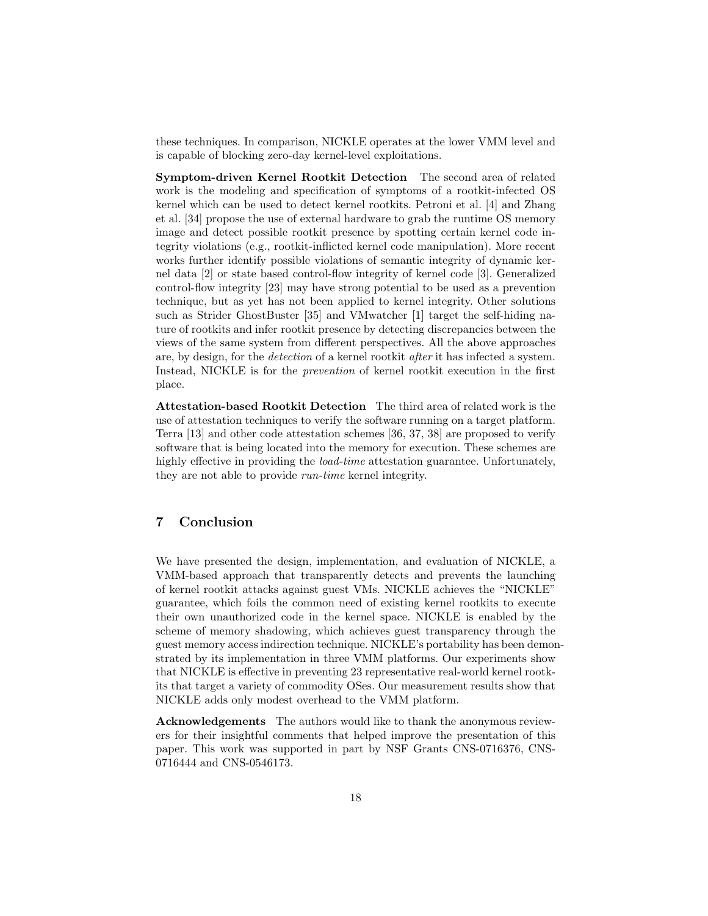these techniques. In comparison, NICKLE operates at the lower VMM level and is capable of blocking zero-day kernel-level exploitations.

**Symptom-driven Kernel Rootkit Detection** The second area of related work is the modeling and specification of symptoms of a rootkit-infected OS kernel which can be used to detect kernel rootkits. Petroni et al. [4] and Zhang et al. [34] propose the use of external hardware to grab the runtime OS memory image and detect possible rootkit presence by spotting certain kernel code integrity violations (e.g., rootkit-inflicted kernel code manipulation). More recent works further identify possible violations of semantic integrity of dynamic kernel data [2] or state based control-flow integrity of kernel code [3]. Generalized control-flow integrity [23] may have strong potential to be used as a prevention technique, but as yet has not been applied to kernel integrity. Other solutions such as Strider GhostBuster [35] and VMwatcher [1] target the self-hiding nature of rootkits and infer rootkit presence by detecting discrepancies between the views of the same system from different perspectives. All the above approaches are, by design, for the *detection* of a kernel rootkit *after* it has infected a system. Instead, NICKLE is for the *prevention* of kernel rootkit execution in the first place.

**Attestation-based Rootkit Detection** The third area of related work is the use of attestation techniques to verify the software running on a target platform. Terra [13] and other code attestation schemes [36, 37, 38] are proposed to verify software that is being located into the memory for execution. These schemes are highly effective in providing the *load-time* attestation guarantee. Unfortunately, they are not able to provide *run-time* kernel integrity.

## 7 Conclusion

We have presented the design, implementation, and evaluation of NICKLE, a VMM-based approach that transparently detects and prevents the launching of kernel rootkit attacks against guest VMs. NICKLE achieves the "NICKLE" guarantee, which foils the common need of existing kernel rootkits to execute their own unauthorized code in the kernel space. NICKLE is enabled by the scheme of memory shadowing, which achieves guest transparency through the guest memory access indirection technique. NICKLE's portability has been demonstrated by its implementation in three VMM platforms. Our experiments show that NICKLE is effective in preventing 23 representative real-world kernel rootkits that target a variety of commodity OSes. Our measurement results show that NICKLE adds only modest overhead to the VMM platform.

**Acknowledgements** The authors would like to thank the anonymous reviewers for their insightful comments that helped improve the presentation of this paper. This work was supported in part by NSF Grants CNS-0716376, CNS-0716444 and CNS-0546173.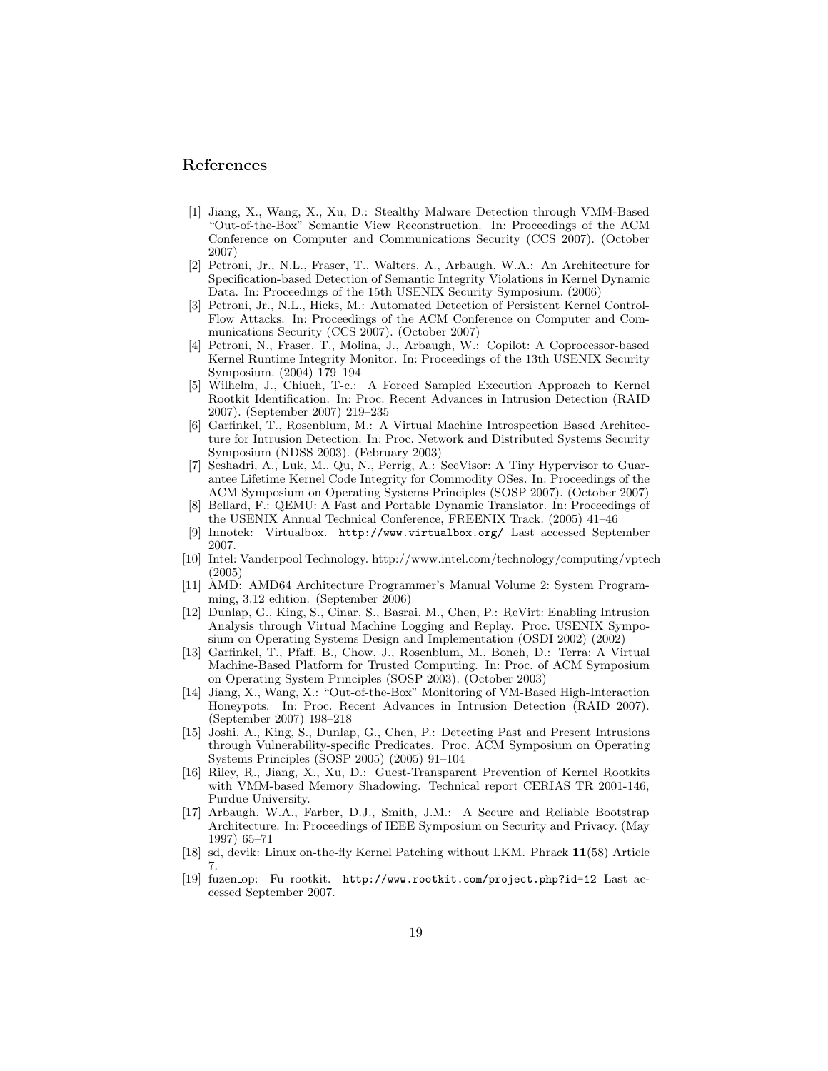## References

[1] Jiang, X., Wang, X., Xu, D.: Stealthy Malware Detection through VMM-Based "Out-of-the-Box" Semantic View Reconstruction. In: Proceedings of the ACM Conference on Computer and Communications Security (CCS 2007). (October 2007)

[2] Petroni, Jr., N.L., Fraser, T., Walters, A., Arbaugh, W.A.: An Architecture for Specification-based Detection of Semantic Integrity Violations in Kernel Dynamic Data. In: Proceedings of the 15th USENIX Security Symposium. (2006)

[3] Petroni, Jr., N.L., Hicks, M.: Automated Detection of Persistent Kernel Control-Flow Attacks. In: Proceedings of the ACM Conference on Computer and Communications Security (CCS 2007). (October 2007)

[4] Petroni, N., Fraser, T., Molina, J., Arbaugh, W.: Copilot: A Coprocessor-based Kernel Runtime Integrity Monitor. In: Proceedings of the 13th USENIX Security Symposium. (2004) 179–194

[5] Wilhelm, J., Chiueh, T-c.: A Forced Sampled Execution Approach to Kernel Rootkit Identification. In: Proc. Recent Advances in Intrusion Detection (RAID 2007). (September 2007) 219–235

[6] Garfinkel, T., Rosenblum, M.: A Virtual Machine Introspection Based Architecture for Intrusion Detection. In: Proc. Network and Distributed Systems Security Symposium (NDSS 2003). (February 2003)

[7] Seshadri, A., Luk, M., Qu, N., Perrig, A.: SecVisor: A Tiny Hypervisor to Guarantee Lifetime Kernel Code Integrity for Commodity OSes. In: Proceedings of the ACM Symposium on Operating Systems Principles (SOSP 2007). (October 2007)

[8] Bellard, F.: QEMU: A Fast and Portable Dynamic Translator. In: Proceedings of the USENIX Annual Technical Conference, FREENIX Track. (2005) 41–46

[9] Innotek: Virtualbox. `http://www.virtualbox.org/` Last accessed September 2007.

[10] Intel: Vanderpool Technology. http://www.intel.com/technology/computing/vptech (2005)

[11] AMD: AMD64 Architecture Programmer's Manual Volume 2: System Programming, 3.12 edition. (September 2006)

[12] Dunlap, G., King, S., Cinar, S., Basrai, M., Chen, P.: ReVirt: Enabling Intrusion Analysis through Virtual Machine Logging and Replay. Proc. USENIX Symposium on Operating Systems Design and Implementation (OSDI 2002) (2002)

[13] Garfinkel, T., Pfaff, B., Chow, J., Rosenblum, M., Boneh, D.: Terra: A Virtual Machine-Based Platform for Trusted Computing. In: Proc. of ACM Symposium on Operating System Principles (SOSP 2003). (October 2003)

[14] Jiang, X., Wang, X.: "Out-of-the-Box" Monitoring of VM-Based High-Interaction Honeypots. In: Proc. Recent Advances in Intrusion Detection (RAID 2007). (September 2007) 198–218

[15] Joshi, A., King, S., Dunlap, G., Chen, P.: Detecting Past and Present Intrusions through Vulnerability-specific Predicates. Proc. ACM Symposium on Operating Systems Principles (SOSP 2005) (2005) 91–104

[16] Riley, R., Jiang, X., Xu, D.: Guest-Transparent Prevention of Kernel Rootkits with VMM-based Memory Shadowing. Technical report CERIAS TR 2001-146, Purdue University.

[17] Arbaugh, W.A., Farber, D.J., Smith, J.M.: A Secure and Reliable Bootstrap Architecture. In: Proceedings of IEEE Symposium on Security and Privacy. (May 1997) 65–71

[18] sd, devik: Linux on-the-fly Kernel Patching without LKM. Phrack **11**(58) Article 7.

[19] fuzen_op: Fu rootkit. `http://www.rootkit.com/project.php?id=12` Last accessed September 2007.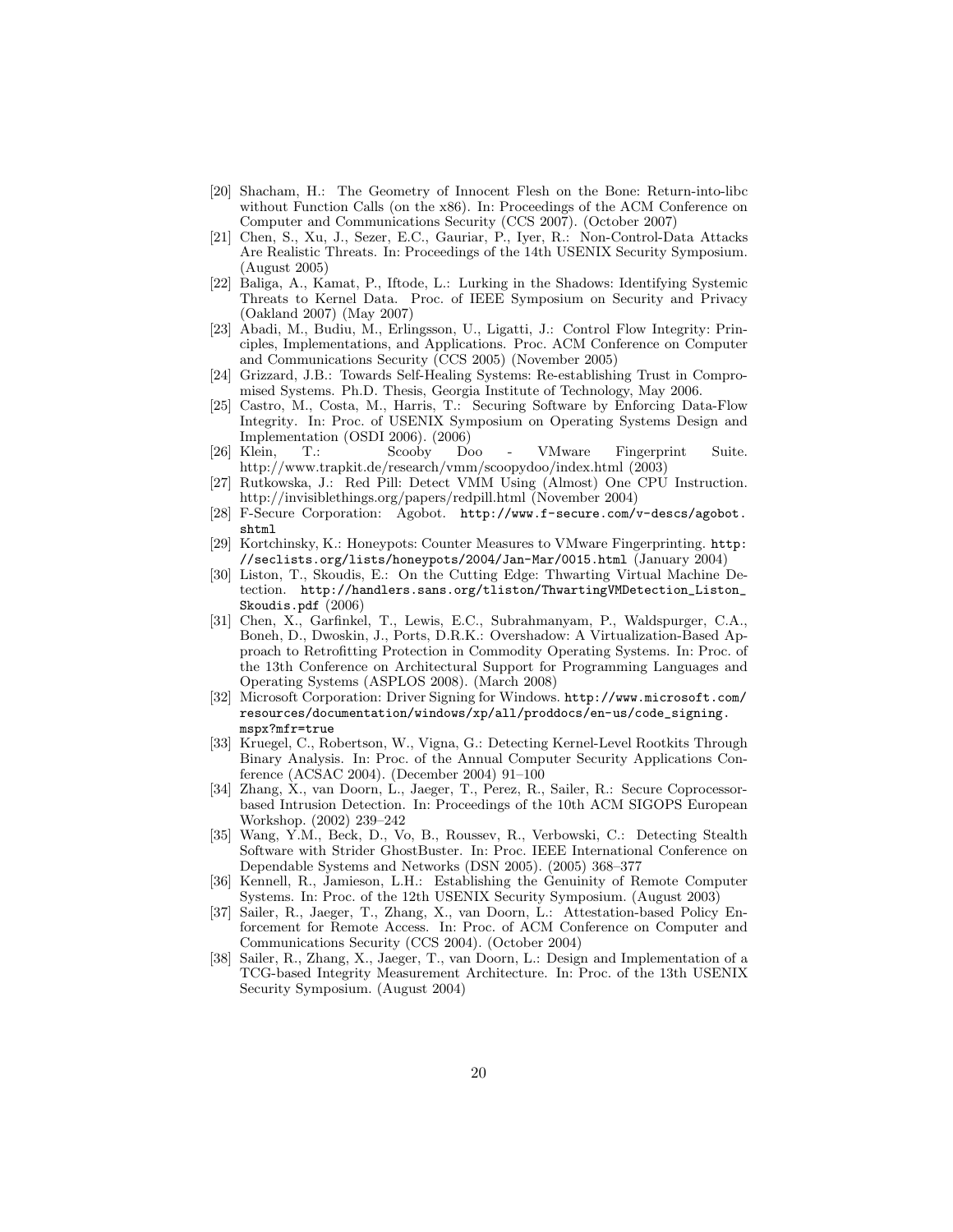[20] Shacham, H.: The Geometry of Innocent Flesh on the Bone: Return-into-libc without Function Calls (on the x86). In: Proceedings of the ACM Conference on Computer and Communications Security (CCS 2007). (October 2007)

[21] Chen, S., Xu, J., Sezer, E.C., Gauriar, P., Iyer, R.: Non-Control-Data Attacks Are Realistic Threats. In: Proceedings of the 14th USENIX Security Symposium. (August 2005)

[22] Baliga, A., Kamat, P., Iftode, L.: Lurking in the Shadows: Identifying Systemic Threats to Kernel Data. Proc. of IEEE Symposium on Security and Privacy (Oakland 2007) (May 2007)

[23] Abadi, M., Budiu, M., Erlingsson, U., Ligatti, J.: Control Flow Integrity: Principles, Implementations, and Applications. Proc. ACM Conference on Computer and Communications Security (CCS 2005) (November 2005)

[24] Grizzard, J.B.: Towards Self-Healing Systems: Re-establishing Trust in Compromised Systems. Ph.D. Thesis, Georgia Institute of Technology, May 2006.

[25] Castro, M., Costa, M., Harris, T.: Securing Software by Enforcing Data-Flow Integrity. In: Proc. of USENIX Symposium on Operating Systems Design and Implementation (OSDI 2006). (2006)

[26] Klein, T.: Scooby Doo - VMware Fingerprint Suite. http://www.trapkit.de/research/vmm/scoopydoo/index.html (2003)

[27] Rutkowska, J.: Red Pill: Detect VMM Using (Almost) One CPU Instruction. http://invisiblethings.org/papers/redpill.html (November 2004)

[28] F-Secure Corporation: Agobot. http://www.f-secure.com/v-descs/agobot.shtml

[29] Kortchinsky, K.: Honeypots: Counter Measures to VMware Fingerprinting. http://seclists.org/lists/honeypots/2004/Jan-Mar/0015.html (January 2004)

[30] Liston, T., Skoudis, E.: On the Cutting Edge: Thwarting Virtual Machine Detection. http://handlers.sans.org/tliston/ThwartingVMDetection_Liston_Skoudis.pdf (2006)

[31] Chen, X., Garfinkel, T., Lewis, E.C., Subrahmanyam, P., Waldspurger, C.A., Boneh, D., Dwoskin, J., Ports, D.R.K.: Overshadow: A Virtualization-Based Approach to Retrofitting Protection in Commodity Operating Systems. In: Proc. of the 13th Conference on Architectural Support for Programming Languages and Operating Systems (ASPLOS 2008). (March 2008)

[32] Microsoft Corporation: Driver Signing for Windows. http://www.microsoft.com/resources/documentation/windows/xp/all/proddocs/en-us/code_signing.mspx?mfr=true

[33] Kruegel, C., Robertson, W., Vigna, G.: Detecting Kernel-Level Rootkits Through Binary Analysis. In: Proc. of the Annual Computer Security Applications Conference (ACSAC 2004). (December 2004) 91–100

[34] Zhang, X., van Doorn, L., Jaeger, T., Perez, R., Sailer, R.: Secure Coprocessor-based Intrusion Detection. In: Proceedings of the 10th ACM SIGOPS European Workshop. (2002) 239–242

[35] Wang, Y.M., Beck, D., Vo, B., Roussev, R., Verbowski, C.: Detecting Stealth Software with Strider GhostBuster. In: Proc. IEEE International Conference on Dependable Systems and Networks (DSN 2005). (2005) 368–377

[36] Kennell, R., Jamieson, L.H.: Establishing the Genuinity of Remote Computer Systems. In: Proc. of the 12th USENIX Security Symposium. (August 2003)

[37] Sailer, R., Jaeger, T., Zhang, X., van Doorn, L.: Attestation-based Policy Enforcement for Remote Access. In: Proc. of ACM Conference on Computer and Communications Security (CCS 2004). (October 2004)

[38] Sailer, R., Zhang, X., Jaeger, T., van Doorn, L.: Design and Implementation of a TCG-based Integrity Measurement Architecture. In: Proc. of the 13th USENIX Security Symposium. (August 2004)